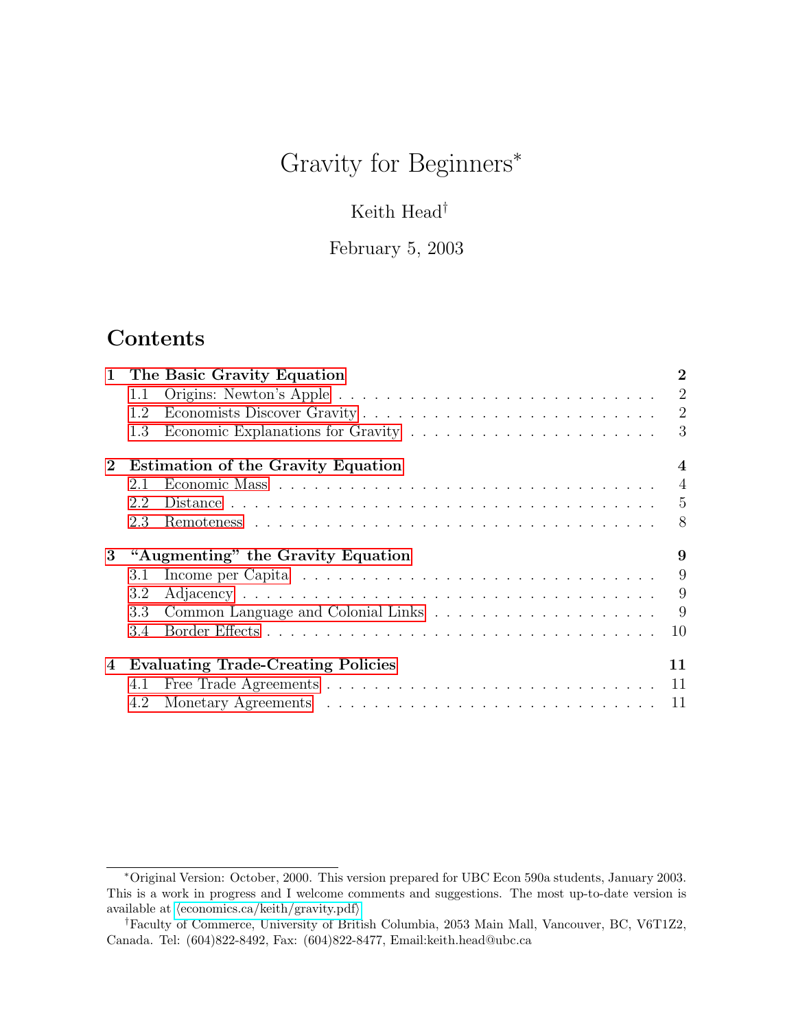# Gravity for Beginners[*]

Keith Head[†]

February 5, 2003

## Contents

| | | |
|---|---|---|
| **1** | **The Basic Gravity Equation** | **2** |
| 1.1 | Origins: Newton's Apple | 2 |
| 1.2 | Economists Discover Gravity | 2 |
| 1.3 | Economic Explanations for Gravity | 3 |
| **2** | **Estimation of the Gravity Equation** | **4** |
| 2.1 | Economic Mass | 4 |
| 2.2 | Distance | 5 |
| 2.3 | Remoteness | 8 |
| **3** | **"Augmenting" the Gravity Equation** | **9** |
| 3.1 | Income per Capita | 9 |
| 3.2 | Adjacency | 9 |
| 3.3 | Common Language and Colonial Links | 9 |
| 3.4 | Border Effects | 10 |
| **4** | **Evaluating Trade-Creating Policies** | **11** |
| 4.1 | Free Trade Agreements | 11 |
| 4.2 | Monetary Agreements | 11 |

---

[*] Original Version: October, 2000. This version prepared for UBC Econ 590a students, January 2003. This is a work in progress and I welcome comments and suggestions. The most up-to-date version is available at ⟨economics.ca/keith/gravity.pdf⟩

[†] Faculty of Commerce, University of British Columbia, 2053 Main Mall, Vancouver, BC, V6T1Z2, Canada. Tel: (604)822-8492, Fax: (604)822-8477, Email:keith.head@ubc.ca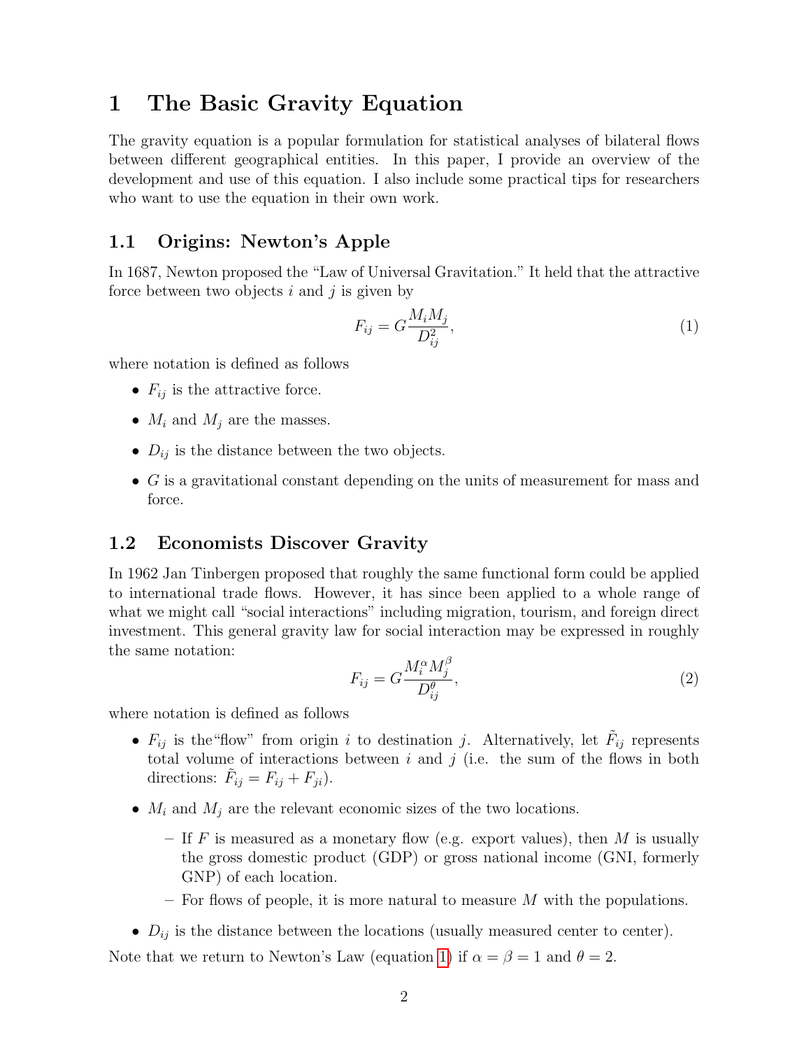# 1 The Basic Gravity Equation

The gravity equation is a popular formulation for statistical analyses of bilateral flows between different geographical entities. In this paper, I provide an overview of the development and use of this equation. I also include some practical tips for researchers who want to use the equation in their own work.

## 1.1 Origins: Newton's Apple

In 1687, Newton proposed the "Law of Universal Gravitation." It held that the attractive force between two objects $i$ and $j$ is given by

$$F_{ij} = G\frac{M_i M_j}{D_{ij}^2}, \tag{1}$$

where notation is defined as follows

- $F_{ij}$ is the attractive force.
- $M_i$ and $M_j$ are the masses.
- $D_{ij}$ is the distance between the two objects.
- $G$ is a gravitational constant depending on the units of measurement for mass and force.

## 1.2 Economists Discover Gravity

In 1962 Jan Tinbergen proposed that roughly the same functional form could be applied to international trade flows. However, it has since been applied to a whole range of what we might call "social interactions" including migration, tourism, and foreign direct investment. This general gravity law for social interaction may be expressed in roughly the same notation:

$$F_{ij} = G\frac{M_i^\alpha M_j^\beta}{D_{ij}^\theta}, \tag{2}$$

where notation is defined as follows

- $F_{ij}$ is the"flow" from origin $i$ to destination $j$. Alternatively, let $\tilde{F}_{ij}$ represents total volume of interactions between $i$ and $j$ (i.e. the sum of the flows in both directions: $\tilde{F}_{ij} = F_{ij} + F_{ji}$).
- $M_i$ and $M_j$ are the relevant economic sizes of the two locations.
  - If $F$ is measured as a monetary flow (e.g. export values), then $M$ is usually the gross domestic product (GDP) or gross national income (GNI, formerly GNP) of each location.
  - For flows of people, it is more natural to measure $M$ with the populations.
- $D_{ij}$ is the distance between the locations (usually measured center to center).

Note that we return to Newton's Law (equation 1) if $\alpha = \beta = 1$ and $\theta = 2$.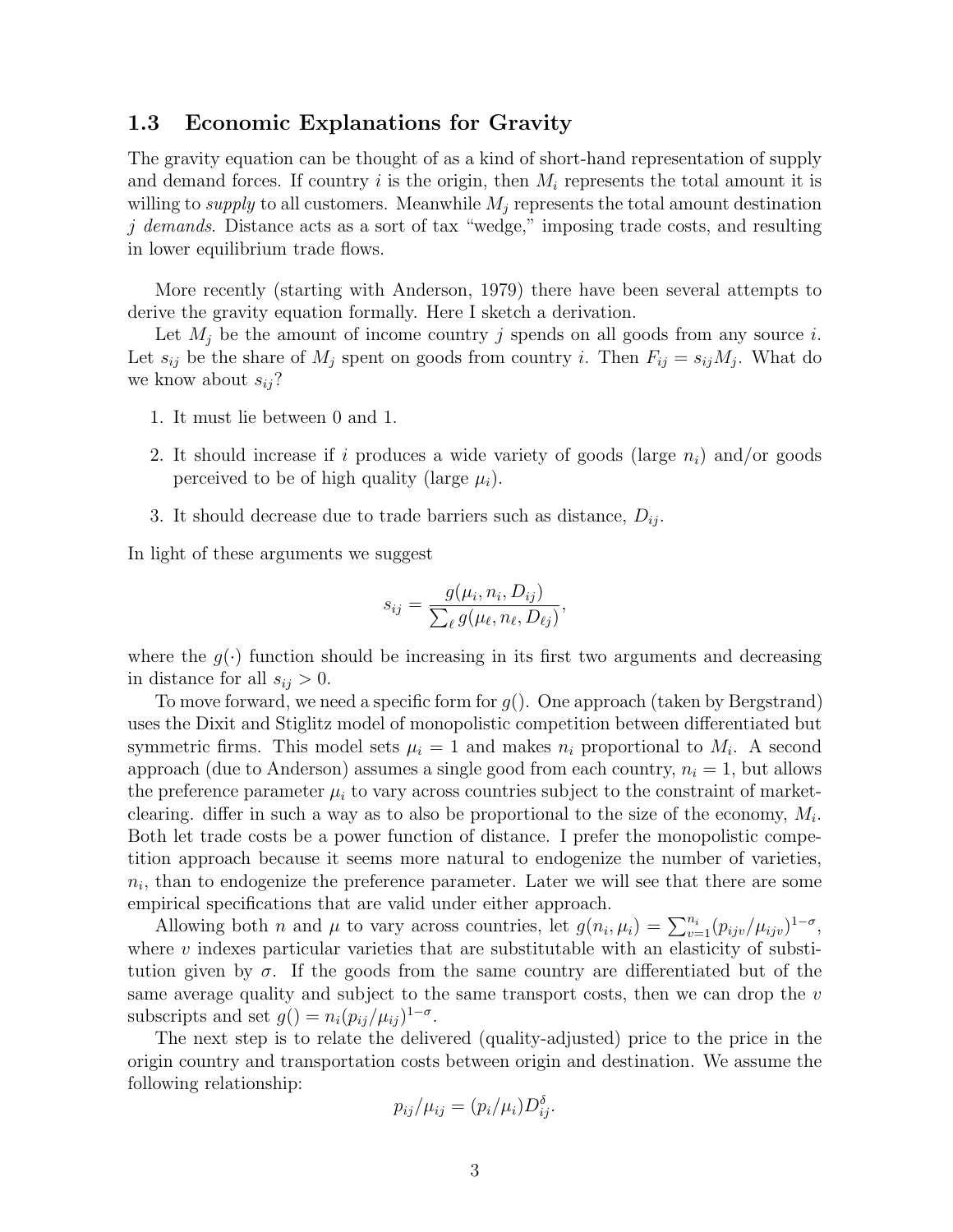### 1.3 Economic Explanations for Gravity

The gravity equation can be thought of as a kind of short-hand representation of supply and demand forces. If country $i$ is the origin, then $M_i$ represents the total amount it is willing to *supply* to all customers. Meanwhile $M_j$ represents the total amount destination $j$ *demands*. Distance acts as a sort of tax "wedge," imposing trade costs, and resulting in lower equilibrium trade flows.

More recently (starting with Anderson, 1979) there have been several attempts to derive the gravity equation formally. Here I sketch a derivation.

Let $M_j$ be the amount of income country $j$ spends on all goods from any source $i$. Let $s_{ij}$ be the share of $M_j$ spent on goods from country $i$. Then $F_{ij} = s_{ij} M_j$. What do we know about $s_{ij}$?

1. It must lie between 0 and 1.
2. It should increase if $i$ produces a wide variety of goods (large $n_i$) and/or goods perceived to be of high quality (large $\mu_i$).
3. It should decrease due to trade barriers such as distance, $D_{ij}$.

In light of these arguments we suggest

$$s_{ij} = \frac{g(\mu_i, n_i, D_{ij})}{\sum_\ell g(\mu_\ell, n_\ell, D_{\ell j})},$$

where the $g(\cdot)$ function should be increasing in its first two arguments and decreasing in distance for all $s_{ij} > 0$.

To move forward, we need a specific form for $g()$. One approach (taken by Bergstrand) uses the Dixit and Stiglitz model of monopolistic competition between differentiated but symmetric firms. This model sets $\mu_i = 1$ and makes $n_i$ proportional to $M_i$. A second approach (due to Anderson) assumes a single good from each country, $n_i = 1$, but allows the preference parameter $\mu_i$ to vary across countries subject to the constraint of market-clearing. differ in such a way as to also be proportional to the size of the economy, $M_i$. Both let trade costs be a power function of distance. I prefer the monopolistic competition approach because it seems more natural to endogenize the number of varieties, $n_i$, than to endogenize the preference parameter. Later we will see that there are some empirical specifications that are valid under either approach.

Allowing both $n$ and $\mu$ to vary across countries, let $g(n_i, \mu_i) = \sum_{v=1}^{n_i} (p_{ijv}/\mu_{ijv})^{1-\sigma}$, where $v$ indexes particular varieties that are substitutable with an elasticity of substitution given by $\sigma$. If the goods from the same country are differentiated but of the same average quality and subject to the same transport costs, then we can drop the $v$ subscripts and set $g() = n_i (p_{ij}/\mu_{ij})^{1-\sigma}$.

The next step is to relate the delivered (quality-adjusted) price to the price in the origin country and transportation costs between origin and destination. We assume the following relationship:

$$p_{ij}/\mu_{ij} = (p_i/\mu_i) D_{ij}^{\delta}.$$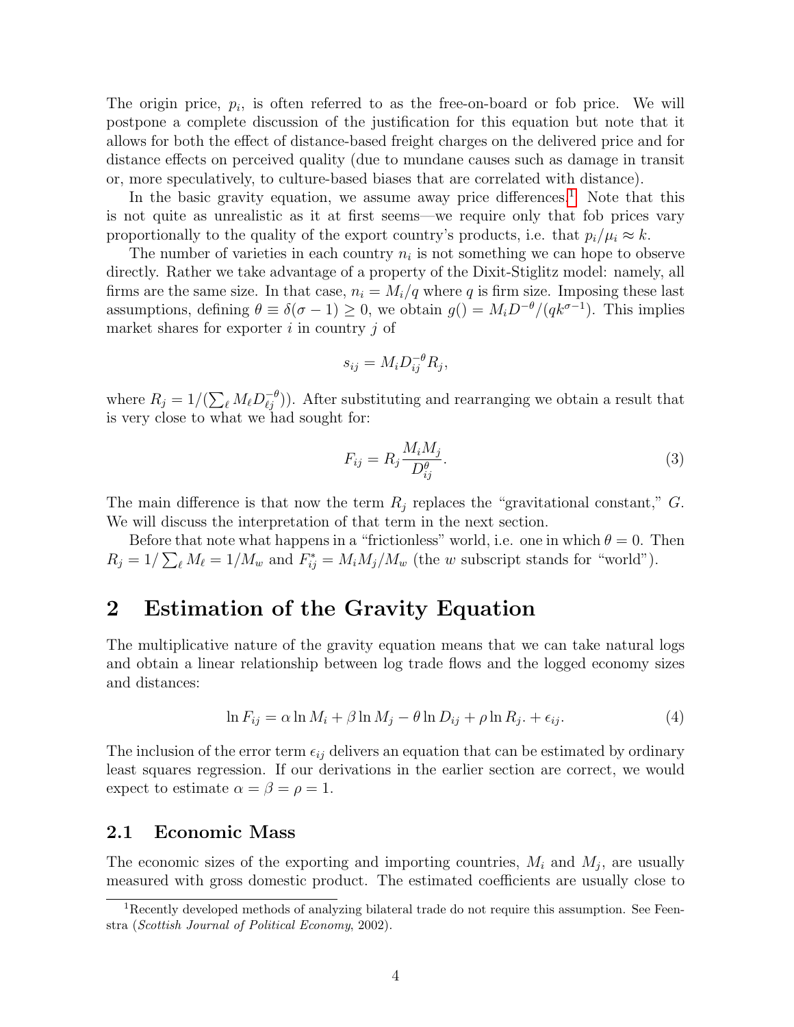The origin price, $p_i$, is often referred to as the free-on-board or fob price. We will postpone a complete discussion of the justification for this equation but note that it allows for both the effect of distance-based freight charges on the delivered price and for distance effects on perceived quality (due to mundane causes such as damage in transit or, more speculatively, to culture-based biases that are correlated with distance).

In the basic gravity equation, we assume away price differences.[1] Note that this is not quite as unrealistic as it at first seems—we require only that fob prices vary proportionally to the quality of the export country's products, i.e. that $p_i/\mu_i \approx k$.

The number of varieties in each country $n_i$ is not something we can hope to observe directly. Rather we take advantage of a property of the Dixit-Stiglitz model: namely, all firms are the same size. In that case, $n_i = M_i/q$ where $q$ is firm size. Imposing these last assumptions, defining $\theta \equiv \delta(\sigma - 1) \geq 0$, we obtain $g() = M_i D^{-\theta}/(qk^{\sigma-1})$. This implies market shares for exporter $i$ in country $j$ of

$$s_{ij} = M_i D_{ij}^{-\theta} R_j,$$

where $R_j = 1/(\sum_\ell M_\ell D_{\ell j}^{-\theta}))$. After substituting and rearranging we obtain a result that is very close to what we had sought for:

$$F_{ij} = R_j \frac{M_i M_j}{D_{ij}^{\theta}}. \tag{3}$$

The main difference is that now the term $R_j$ replaces the "gravitational constant," $G$. We will discuss the interpretation of that term in the next section.

Before that note what happens in a "frictionless" world, i.e. one in which $\theta = 0$. Then $R_j = 1/\sum_\ell M_\ell = 1/M_w$ and $F_{ij}^* = M_i M_j / M_w$ (the $w$ subscript stands for "world").

## 2 Estimation of the Gravity Equation

The multiplicative nature of the gravity equation means that we can take natural logs and obtain a linear relationship between log trade flows and the logged economy sizes and distances:

$$\ln F_{ij} = \alpha \ln M_i + \beta \ln M_j - \theta \ln D_{ij} + \rho \ln R_j. + \epsilon_{ij}. \tag{4}$$

The inclusion of the error term $\epsilon_{ij}$ delivers an equation that can be estimated by ordinary least squares regression. If our derivations in the earlier section are correct, we would expect to estimate $\alpha = \beta = \rho = 1$.

### 2.1 Economic Mass

The economic sizes of the exporting and importing countries, $M_i$ and $M_j$, are usually measured with gross domestic product. The estimated coefficients are usually close to

[1] Recently developed methods of analyzing bilateral trade do not require this assumption. See Feenstra (*Scottish Journal of Political Economy*, 2002).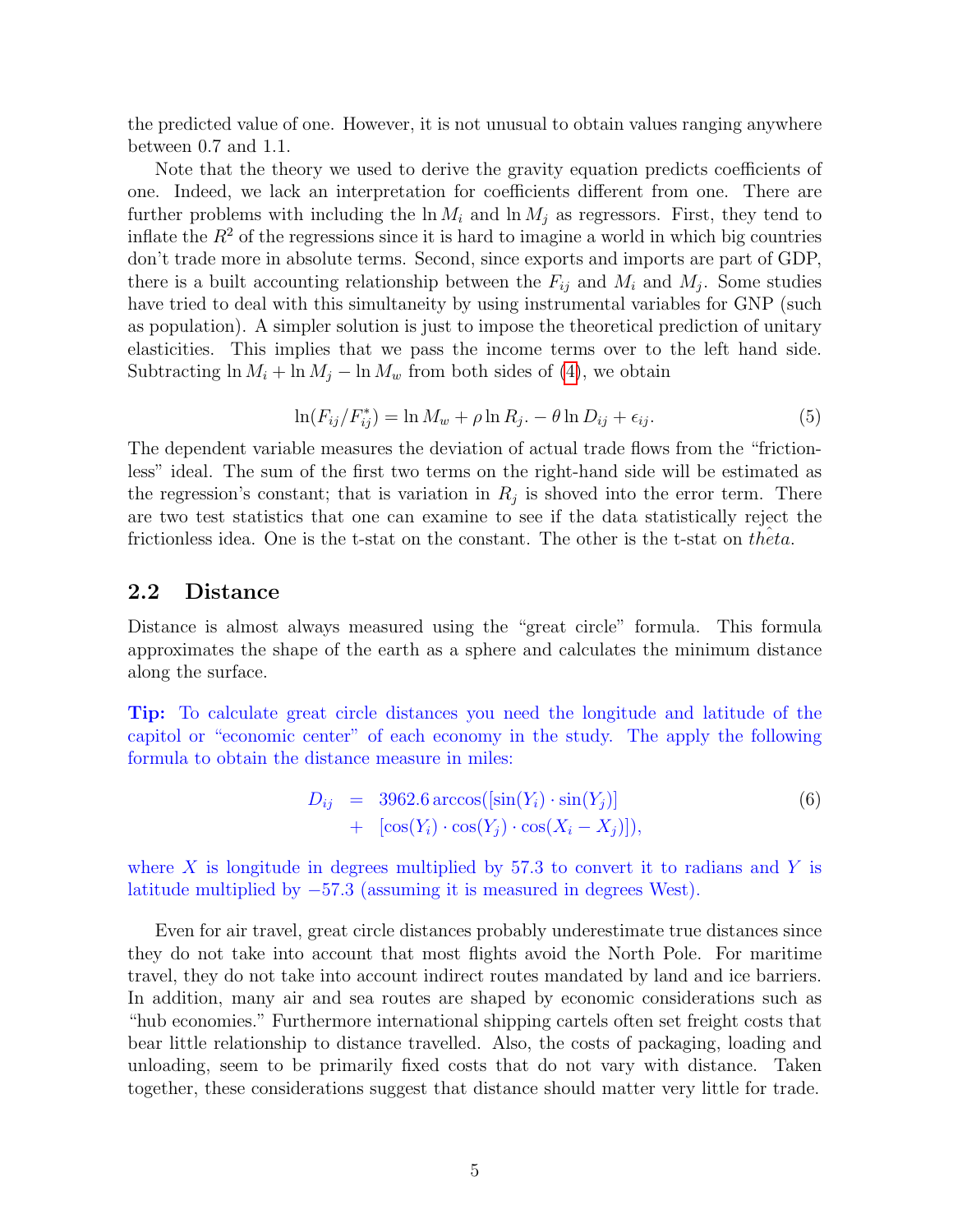the predicted value of one. However, it is not unusual to obtain values ranging anywhere between 0.7 and 1.1.

Note that the theory we used to derive the gravity equation predicts coefficients of one. Indeed, we lack an interpretation for coefficients different from one. There are further problems with including the $\ln M_i$ and $\ln M_j$ as regressors. First, they tend to inflate the $R^2$ of the regressions since it is hard to imagine a world in which big countries don't trade more in absolute terms. Second, since exports and imports are part of GDP, there is a built accounting relationship between the $F_{ij}$ and $M_i$ and $M_j$. Some studies have tried to deal with this simultaneity by using instrumental variables for GNP (such as population). A simpler solution is just to impose the theoretical prediction of unitary elasticities. This implies that we pass the income terms over to the left hand side. Subtracting $\ln M_i + \ln M_j - \ln M_w$ from both sides of (4), we obtain

$$\ln(F_{ij}/F^*_{ij}) = \ln M_w + \rho \ln R_{j.} - \theta \ln D_{ij} + \epsilon_{ij}. \tag{5}$$

The dependent variable measures the deviation of actual trade flows from the "frictionless" ideal. The sum of the first two terms on the right-hand side will be estimated as the regression's constant; that is variation in $R_j$ is shoved into the error term. There are two test statistics that one can examine to see if the data statistically reject the frictionless idea. One is the t-stat on the constant. The other is the t-stat on $\hat{theta}$.

## 2.2 Distance

Distance is almost always measured using the "great circle" formula. This formula approximates the shape of the earth as a sphere and calculates the minimum distance along the surface.

**Tip:** To calculate great circle distances you need the longitude and latitude of the capitol or "economic center" of each economy in the study. The apply the following formula to obtain the distance measure in miles:

$$\begin{aligned} D_{ij} &= 3962.6 \arccos([\sin(Y_i) \cdot \sin(Y_j)] \\ &+ [\cos(Y_i) \cdot \cos(Y_j) \cdot \cos(X_i - X_j)]), \end{aligned} \tag{6}$$

where $X$ is longitude in degrees multiplied by 57.3 to convert it to radians and $Y$ is latitude multiplied by $-57.3$ (assuming it is measured in degrees West).

Even for air travel, great circle distances probably underestimate true distances since they do not take into account that most flights avoid the North Pole. For maritime travel, they do not take into account indirect routes mandated by land and ice barriers. In addition, many air and sea routes are shaped by economic considerations such as "hub economies." Furthermore international shipping cartels often set freight costs that bear little relationship to distance travelled. Also, the costs of packaging, loading and unloading, seem to be primarily fixed costs that do not vary with distance. Taken together, these considerations suggest that distance should matter very little for trade.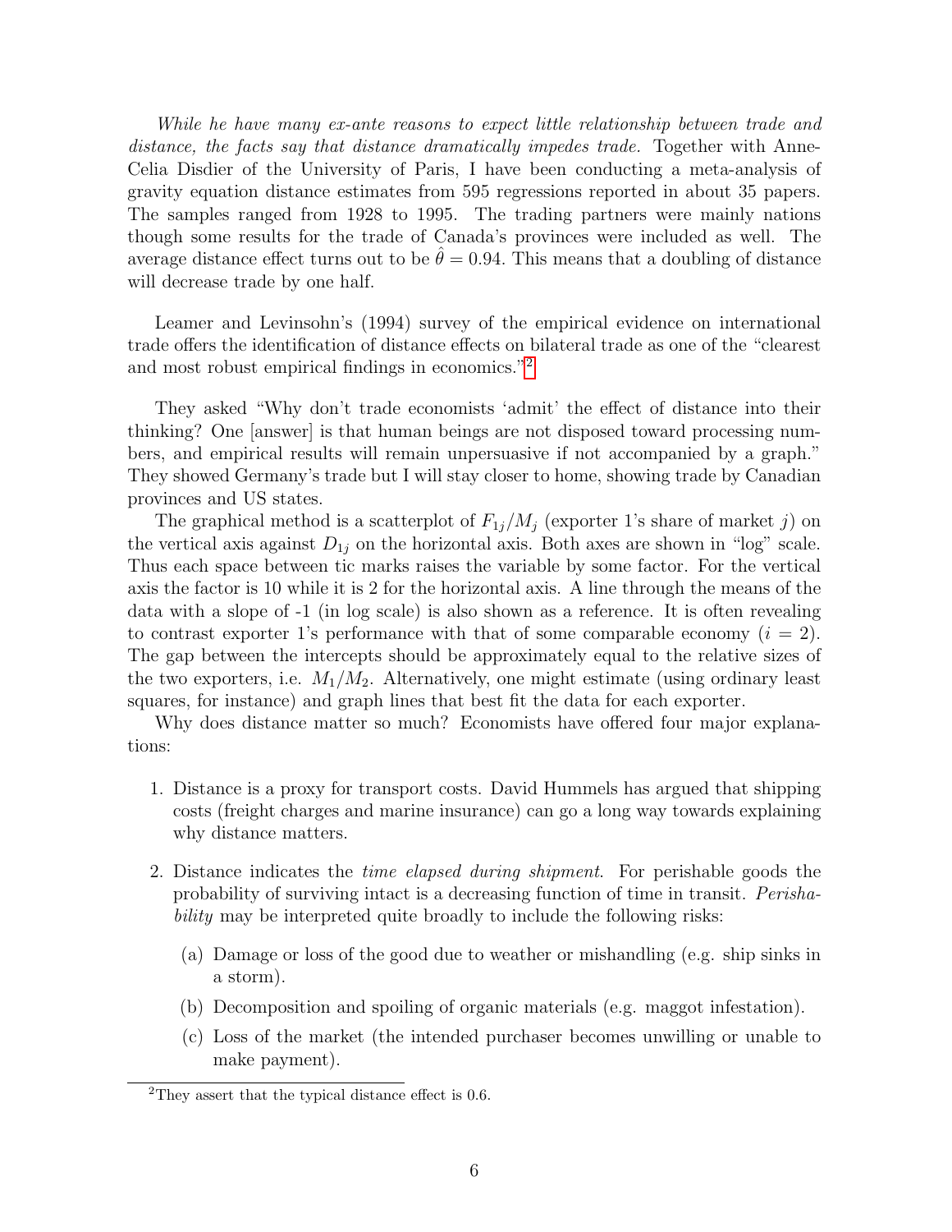*While he have many ex-ante reasons to expect little relationship between trade and distance, the facts say that distance dramatically impedes trade.* Together with Anne-Celia Disdier of the University of Paris, I have been conducting a meta-analysis of gravity equation distance estimates from 595 regressions reported in about 35 papers. The samples ranged from 1928 to 1995. The trading partners were mainly nations though some results for the trade of Canada's provinces were included as well. The average distance effect turns out to be $\hat{\theta} = 0.94$. This means that a doubling of distance will decrease trade by one half.

Leamer and Levinsohn's (1994) survey of the empirical evidence on international trade offers the identification of distance effects on bilateral trade as one of the "clearest and most robust empirical findings in economics."[2]

They asked "Why don't trade economists 'admit' the effect of distance into their thinking? One [answer] is that human beings are not disposed toward processing numbers, and empirical results will remain unpersuasive if not accompanied by a graph." They showed Germany's trade but I will stay closer to home, showing trade by Canadian provinces and US states.

The graphical method is a scatterplot of $F_{1j}/M_j$ (exporter 1's share of market $j$) on the vertical axis against $D_{1j}$ on the horizontal axis. Both axes are shown in "log" scale. Thus each space between tic marks raises the variable by some factor. For the vertical axis the factor is 10 while it is 2 for the horizontal axis. A line through the means of the data with a slope of -1 (in log scale) is also shown as a reference. It is often revealing to contrast exporter 1's performance with that of some comparable economy ($i = 2$). The gap between the intercepts should be approximately equal to the relative sizes of the two exporters, i.e. $M_1/M_2$. Alternatively, one might estimate (using ordinary least squares, for instance) and graph lines that best fit the data for each exporter.

Why does distance matter so much? Economists have offered four major explanations:

1. Distance is a proxy for transport costs. David Hummels has argued that shipping costs (freight charges and marine insurance) can go a long way towards explaining why distance matters.
2. Distance indicates the *time elapsed during shipment*. For perishable goods the probability of surviving intact is a decreasing function of time in transit. *Perishability* may be interpreted quite broadly to include the following risks:
   (a) Damage or loss of the good due to weather or mishandling (e.g. ship sinks in a storm).
   (b) Decomposition and spoiling of organic materials (e.g. maggot infestation).
   (c) Loss of the market (the intended purchaser becomes unwilling or unable to make payment).

[2] They assert that the typical distance effect is 0.6.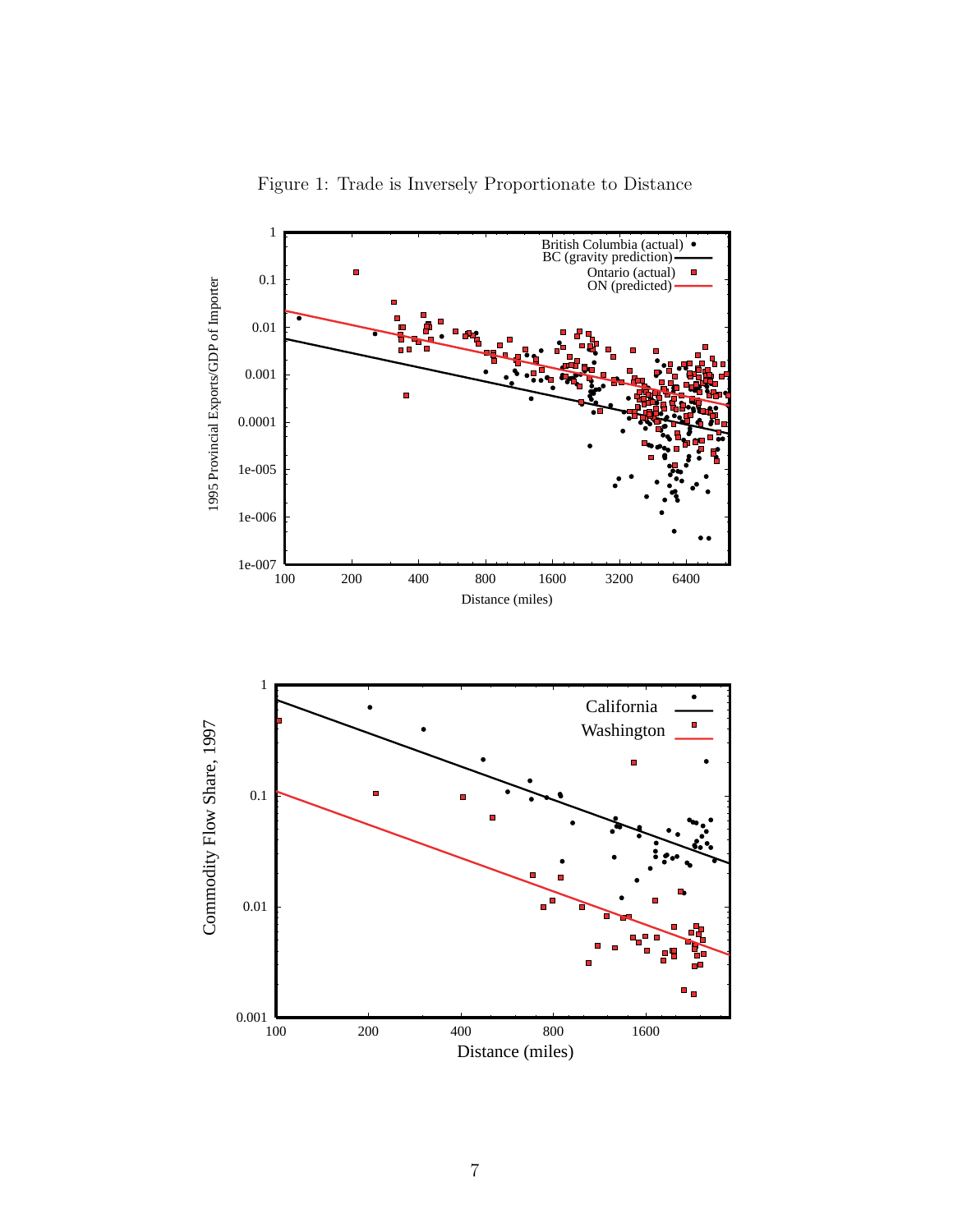Figure 1: Trade is Inversely Proportionate to Distance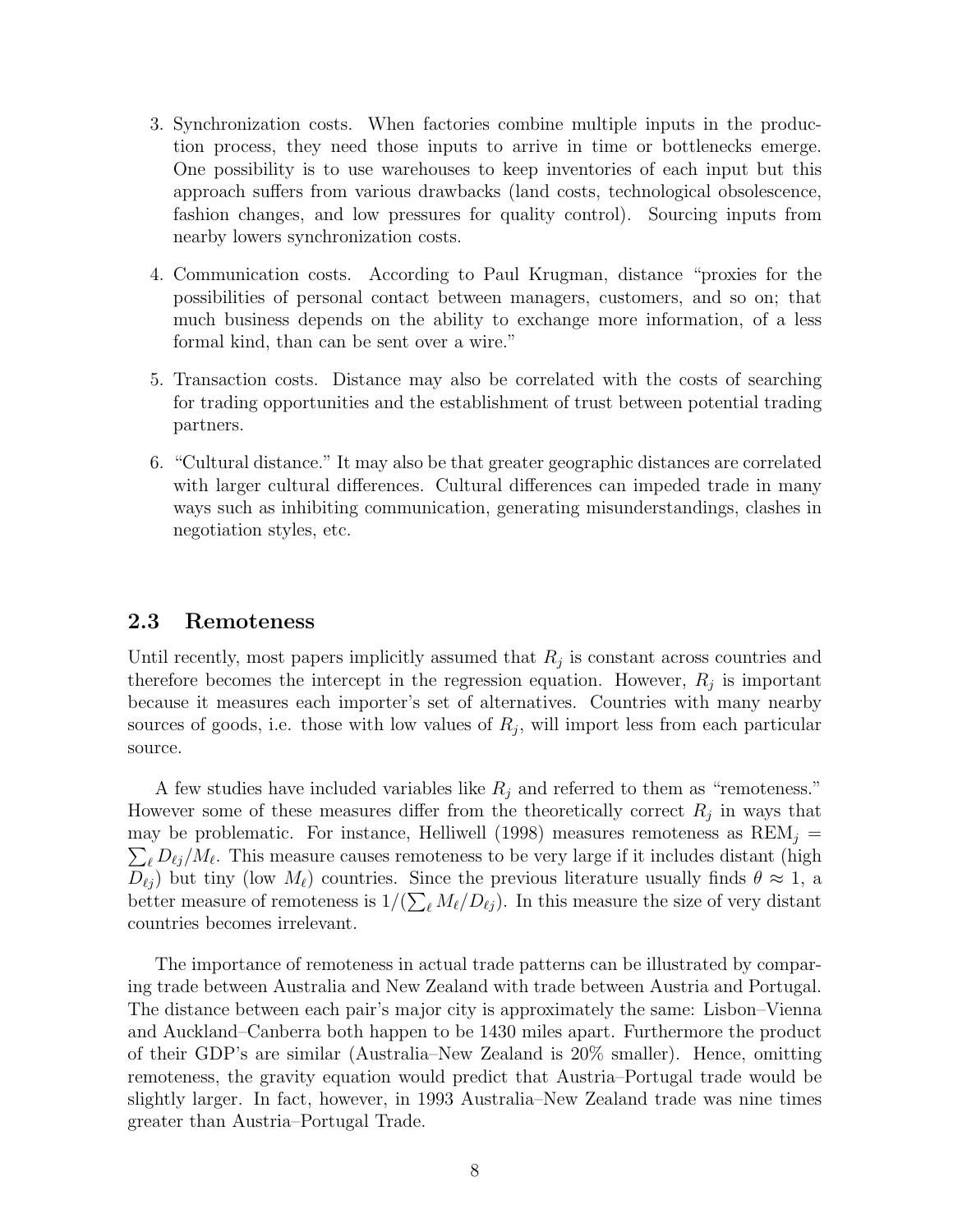3. Synchronization costs. When factories combine multiple inputs in the production process, they need those inputs to arrive in time or bottlenecks emerge. One possibility is to use warehouses to keep inventories of each input but this approach suffers from various drawbacks (land costs, technological obsolescence, fashion changes, and low pressures for quality control). Sourcing inputs from nearby lowers synchronization costs.

4. Communication costs. According to Paul Krugman, distance "proxies for the possibilities of personal contact between managers, customers, and so on; that much business depends on the ability to exchange more information, of a less formal kind, than can be sent over a wire."

5. Transaction costs. Distance may also be correlated with the costs of searching for trading opportunities and the establishment of trust between potential trading partners.

6. "Cultural distance." It may also be that greater geographic distances are correlated with larger cultural differences. Cultural differences can impeded trade in many ways such as inhibiting communication, generating misunderstandings, clashes in negotiation styles, etc.

## 2.3 Remoteness

Until recently, most papers implicitly assumed that $R_j$ is constant across countries and therefore becomes the intercept in the regression equation. However, $R_j$ is important because it measures each importer's set of alternatives. Countries with many nearby sources of goods, i.e. those with low values of $R_j$, will import less from each particular source.

A few studies have included variables like $R_j$ and referred to them as "remoteness." However some of these measures differ from the theoretically correct $R_j$ in ways that may be problematic. For instance, Helliwell (1998) measures remoteness as $\text{REM}_j = \sum_\ell D_{\ell j}/M_\ell$. This measure causes remoteness to be very large if it includes distant (high $D_{\ell j}$) but tiny (low $M_\ell$) countries. Since the previous literature usually finds $\theta \approx 1$, a better measure of remoteness is $1/(\sum_\ell M_\ell/D_{\ell j})$. In this measure the size of very distant countries becomes irrelevant.

The importance of remoteness in actual trade patterns can be illustrated by comparing trade between Australia and New Zealand with trade between Austria and Portugal. The distance between each pair's major city is approximately the same: Lisbon–Vienna and Auckland–Canberra both happen to be 1430 miles apart. Furthermore the product of their GDP's are similar (Australia–New Zealand is 20% smaller). Hence, omitting remoteness, the gravity equation would predict that Austria–Portugal trade would be slightly larger. In fact, however, in 1993 Australia–New Zealand trade was nine times greater than Austria–Portugal Trade.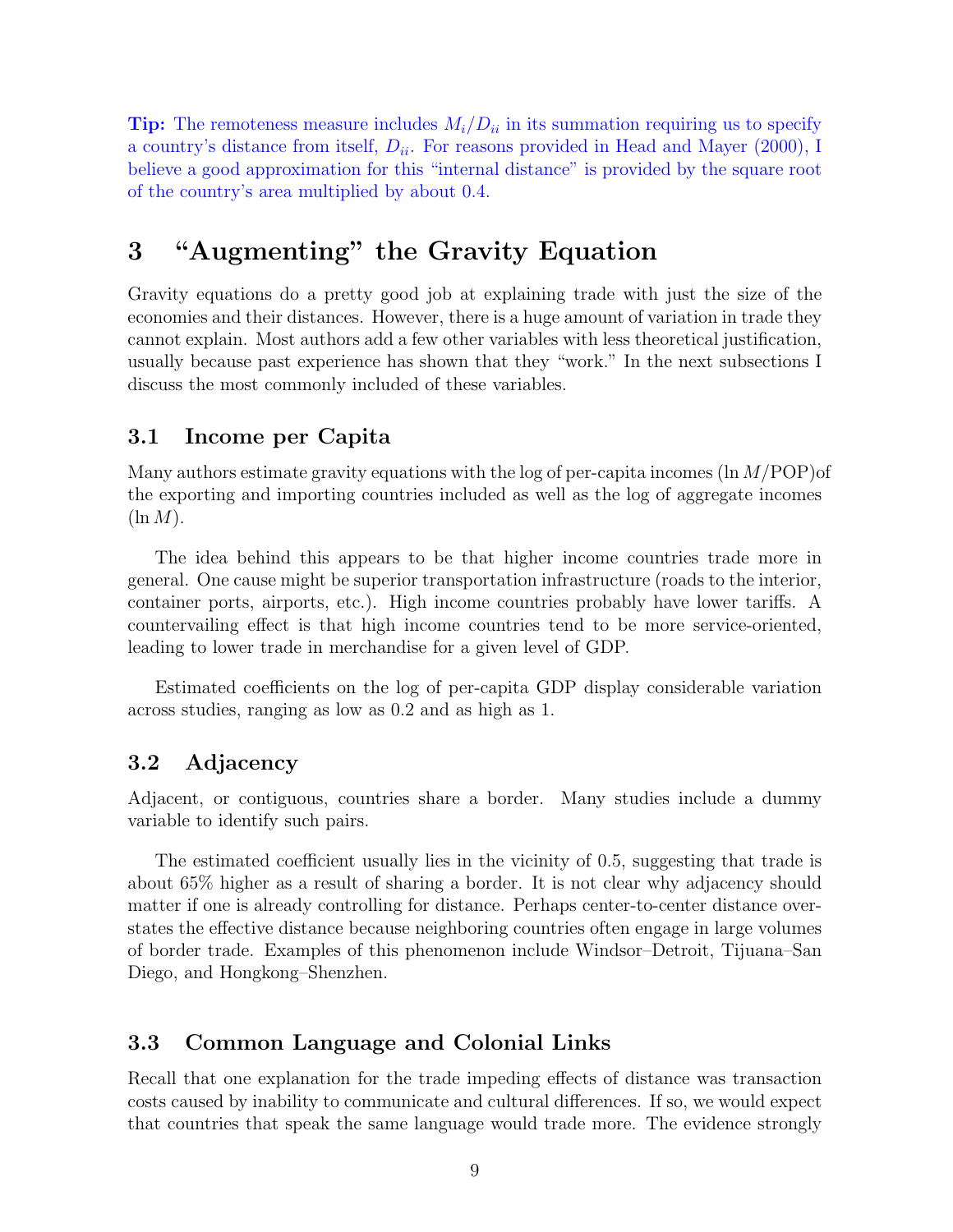**Tip:** The remoteness measure includes $M_i/D_{ii}$ in its summation requiring us to specify a country's distance from itself, $D_{ii}$. For reasons provided in Head and Mayer (2000), I believe a good approximation for this "internal distance" is provided by the square root of the country's area multiplied by about 0.4.

# 3 "Augmenting" the Gravity Equation

Gravity equations do a pretty good job at explaining trade with just the size of the economies and their distances. However, there is a huge amount of variation in trade they cannot explain. Most authors add a few other variables with less theoretical justification, usually because past experience has shown that they "work." In the next subsections I discuss the most commonly included of these variables.

## 3.1 Income per Capita

Many authors estimate gravity equations with the log of per-capita incomes ($\ln M/\text{POP}$)of the exporting and importing countries included as well as the log of aggregate incomes ($\ln M$).

The idea behind this appears to be that higher income countries trade more in general. One cause might be superior transportation infrastructure (roads to the interior, container ports, airports, etc.). High income countries probably have lower tariffs. A countervailing effect is that high income countries tend to be more service-oriented, leading to lower trade in merchandise for a given level of GDP.

Estimated coefficients on the log of per-capita GDP display considerable variation across studies, ranging as low as 0.2 and as high as 1.

## 3.2 Adjacency

Adjacent, or contiguous, countries share a border. Many studies include a dummy variable to identify such pairs.

The estimated coefficient usually lies in the vicinity of 0.5, suggesting that trade is about 65% higher as a result of sharing a border. It is not clear why adjacency should matter if one is already controlling for distance. Perhaps center-to-center distance overstates the effective distance because neighboring countries often engage in large volumes of border trade. Examples of this phenomenon include Windsor–Detroit, Tijuana–San Diego, and Hongkong–Shenzhen.

## 3.3 Common Language and Colonial Links

Recall that one explanation for the trade impeding effects of distance was transaction costs caused by inability to communicate and cultural differences. If so, we would expect that countries that speak the same language would trade more. The evidence strongly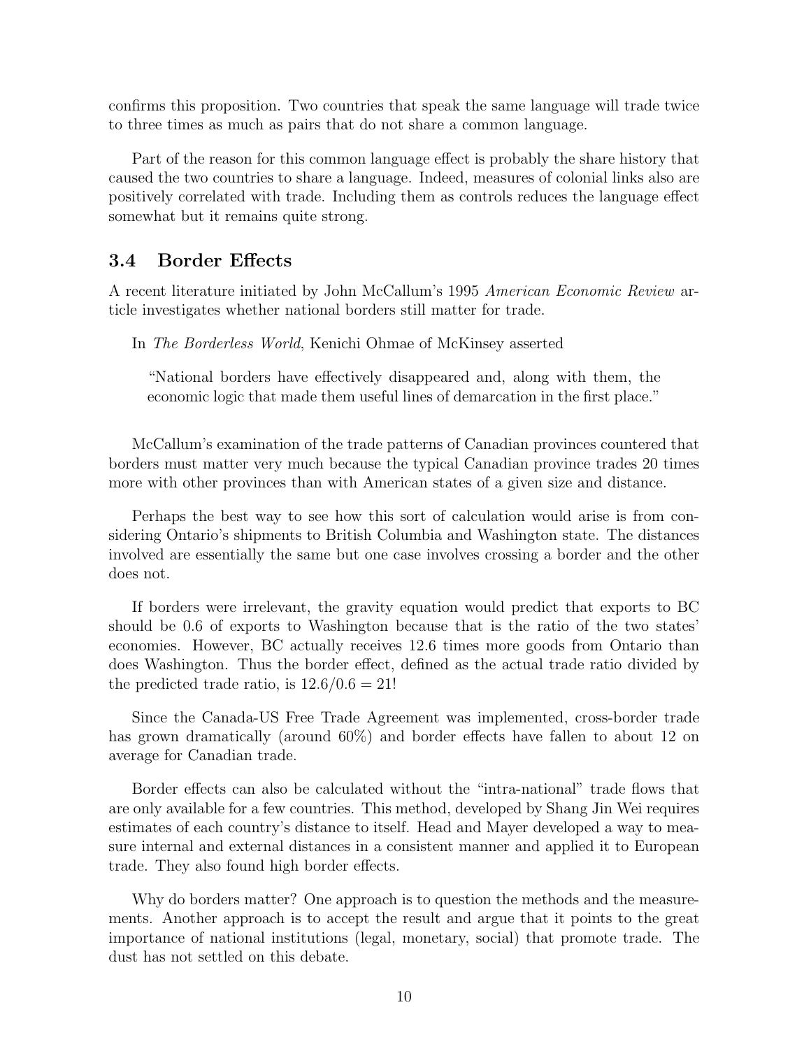confirms this proposition. Two countries that speak the same language will trade twice to three times as much as pairs that do not share a common language.

Part of the reason for this common language effect is probably the share history that caused the two countries to share a language. Indeed, measures of colonial links also are positively correlated with trade. Including them as controls reduces the language effect somewhat but it remains quite strong.

### 3.4 Border Effects

A recent literature initiated by John McCallum's 1995 *American Economic Review* article investigates whether national borders still matter for trade.

In *The Borderless World*, Kenichi Ohmae of McKinsey asserted

> "National borders have effectively disappeared and, along with them, the economic logic that made them useful lines of demarcation in the first place."

McCallum's examination of the trade patterns of Canadian provinces countered that borders must matter very much because the typical Canadian province trades 20 times more with other provinces than with American states of a given size and distance.

Perhaps the best way to see how this sort of calculation would arise is from considering Ontario's shipments to British Columbia and Washington state. The distances involved are essentially the same but one case involves crossing a border and the other does not.

If borders were irrelevant, the gravity equation would predict that exports to BC should be 0.6 of exports to Washington because that is the ratio of the two states' economies. However, BC actually receives 12.6 times more goods from Ontario than does Washington. Thus the border effect, defined as the actual trade ratio divided by the predicted trade ratio, is $12.6/0.6 = 21$!

Since the Canada-US Free Trade Agreement was implemented, cross-border trade has grown dramatically (around 60%) and border effects have fallen to about 12 on average for Canadian trade.

Border effects can also be calculated without the "intra-national" trade flows that are only available for a few countries. This method, developed by Shang Jin Wei requires estimates of each country's distance to itself. Head and Mayer developed a way to measure internal and external distances in a consistent manner and applied it to European trade. They also found high border effects.

Why do borders matter? One approach is to question the methods and the measurements. Another approach is to accept the result and argue that it points to the great importance of national institutions (legal, monetary, social) that promote trade. The dust has not settled on this debate.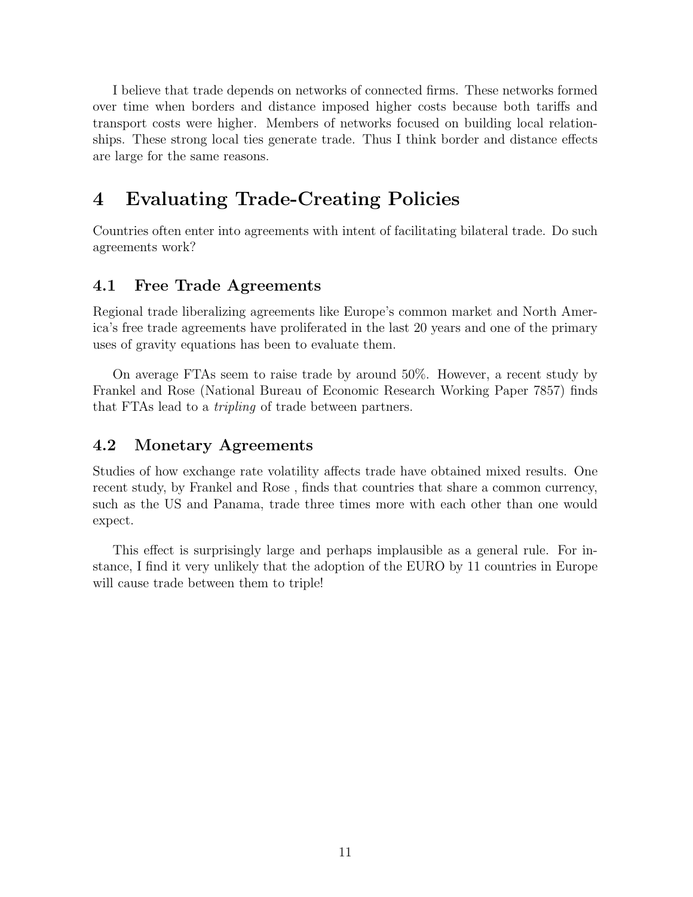I believe that trade depends on networks of connected firms. These networks formed over time when borders and distance imposed higher costs because both tariffs and transport costs were higher. Members of networks focused on building local relationships. These strong local ties generate trade. Thus I think border and distance effects are large for the same reasons.

# 4 Evaluating Trade-Creating Policies

Countries often enter into agreements with intent of facilitating bilateral trade. Do such agreements work?

## 4.1 Free Trade Agreements

Regional trade liberalizing agreements like Europe's common market and North America's free trade agreements have proliferated in the last 20 years and one of the primary uses of gravity equations has been to evaluate them.

On average FTAs seem to raise trade by around 50%. However, a recent study by Frankel and Rose (National Bureau of Economic Research Working Paper 7857) finds that FTAs lead to a *tripling* of trade between partners.

## 4.2 Monetary Agreements

Studies of how exchange rate volatility affects trade have obtained mixed results. One recent study, by Frankel and Rose , finds that countries that share a common currency, such as the US and Panama, trade three times more with each other than one would expect.

This effect is surprisingly large and perhaps implausible as a general rule. For instance, I find it very unlikely that the adoption of the EURO by 11 countries in Europe will cause trade between them to triple!